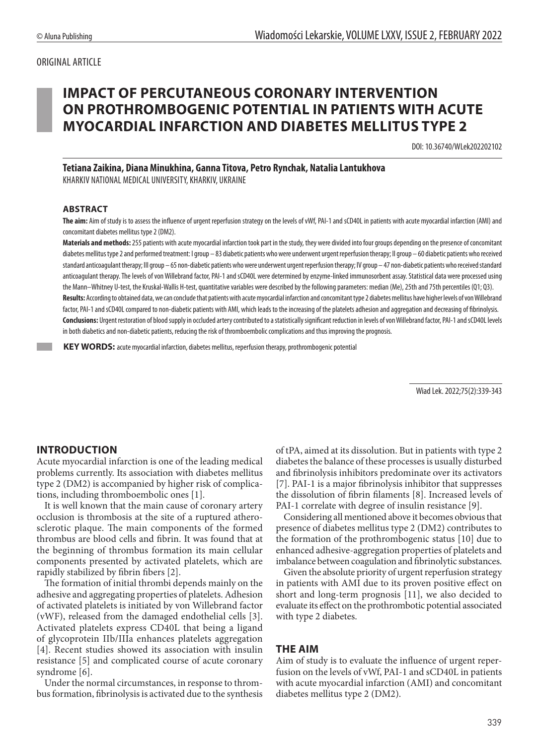ORIGINAL ARTICLE

# IMPACT OF PERCUTANEOUS CORONARY INTERVENTION ON PROTHROMBOGENIC POTENTIAL IN PATIENTS WITH ACUTE MYOCARDIAL INFARCTION AND DIABETES MELLITUS TYPE 2

DOI: 10.36740/WLek202202102

**Tetiana Zaikina, Diana Minukhina, Ganna Titova, Petro Rynchak, Natalia Lantukhova**
KHARKIV NATIONAL MEDICAL UNIVERSITY, KHARKIV, UKRAINE

## ABSTRACT

**The aim:** Aim of study is to assess the influence of urgent reperfusion strategy on the levels of vWf, PAI-1 and sCD40L in patients with acute myocardial infarction (AMI) and concomitant diabetes mellitus type 2 (DM2).

**Materials and methods:** 255 patients with acute myocardial infarction took part in the study, they were divided into four groups depending on the presence of concomitant diabetes mellitus type 2 and performed treatment: I group – 83 diabetic patients who were underwent urgent reperfusion therapy; II group – 60 diabetic patients who received standard anticoagulant therapy; III group – 65 non-diabetic patients who were underwent urgent reperfusion therapy; IV group – 47 non-diabetic patients who received standard anticoagulant therapy. The levels of von Willebrand factor, PAI-1 and sCD40L were determined by enzyme-linked immunosorbent assay. Statistical data were processed using the Mann–Whitney U-test, the Kruskal-Wallis H-test, quantitative variables were described by the following parameters: median (Me), 25th and 75th percentiles (Q1; Q3).

**Results:** According to obtained data, we can conclude that patients with acute myocardial infarction and concomitant type 2 diabetes mellitus have higher levels of von Willebrand factor, PAI-1 and sCD40L compared to non-diabetic patients with AMI, which leads to the increasing of the platelets adhesion and aggregation and decreasing of fibrinolysis.

**Conclusions:** Urgent restoration of blood supply in occluded artery contributed to a statistically significant reduction in levels of von Willebrand factor, PAI-1 and sCD40L levels in both diabetics and non-diabetic patients, reducing the risk of thromboembolic complications and thus improving the prognosis.

**KEY WORDS:** acute myocardial infarction, diabetes mellitus, reperfusion therapy, prothrombogenic potential

Wiad Lek. 2022;75(2):339-343

## INTRODUCTION

Acute myocardial infarction is one of the leading medical problems currently. Its association with diabetes mellitus type 2 (DM2) is accompanied by higher risk of complications, including thromboembolic ones [1].

It is well known that the main cause of coronary artery occlusion is thrombosis at the site of a ruptured atherosclerotic plaque. The main components of the formed thrombus are blood cells and fibrin. It was found that at the beginning of thrombus formation its main cellular components presented by activated platelets, which are rapidly stabilized by fibrin fibers [2].

The formation of initial thrombi depends mainly on the adhesive and aggregating properties of platelets. Adhesion of activated platelets is initiated by von Willebrand factor (vWF), released from the damaged endothelial cells [3]. Activated platelets express CD40L that being a ligand of glycoprotein IIb/IIIa enhances platelets aggregation [4]. Recent studies showed its association with insulin resistance [5] and complicated course of acute coronary syndrome [6].

Under the normal circumstances, in response to thrombus formation, fibrinolysis is activated due to the synthesis of tPA, aimed at its dissolution. But in patients with type 2 diabetes the balance of these processes is usually disturbed and fibrinolysis inhibitors predominate over its activators [7]. PAI-1 is a major fibrinolysis inhibitor that suppresses the dissolution of fibrin filaments [8]. Increased levels of PAI-1 correlate with degree of insulin resistance [9].

Considering all mentioned above it becomes obvious that presence of diabetes mellitus type 2 (DM2) contributes to the formation of the prothrombogenic status [10] due to enhanced adhesive-aggregation properties of platelets and imbalance between coagulation and fibrinolytic substances.

Given the absolute priority of urgent reperfusion strategy in patients with AMI due to its proven positive effect on short and long-term prognosis [11], we also decided to evaluate its effect on the prothrombotic potential associated with type 2 diabetes.

## THE AIM

Aim of study is to evaluate the influence of urgent reperfusion on the levels of vWf, PAI-1 and sCD40L in patients with acute myocardial infarction (AMI) and concomitant diabetes mellitus type 2 (DM2).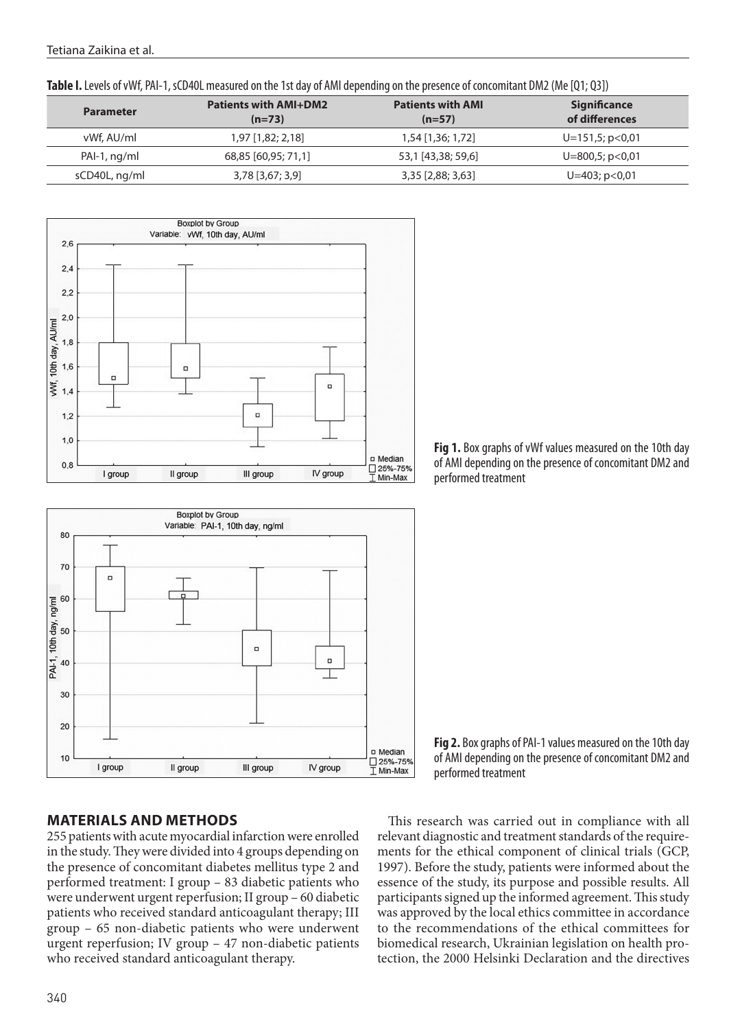**Table I.** Levels of vWf, PAI-1, sCD40L measured on the 1st day of AMI depending on the presence of concomitant DM2 (Me [Q1; Q3])

| Parameter | Patients with AMI+DM2 (n=73) | Patients with AMI (n=57) | Significance of differences |
|---|---|---|---|
| vWf, AU/ml | 1,97 [1,82; 2,18] | 1,54 [1,36; 1,72] | U=151,5; p<0,01 |
| PAI-1, ng/ml | 68,85 [60,95; 71,1] | 53,1 [43,38; 59,6] | U=800,5; p<0,01 |
| sCD40L, ng/ml | 3,78 [3,67; 3,9] | 3,35 [2,88; 3,63] | U=403; p<0,01 |

**Fig 1.** Box graphs of vWf values measured on the 10th day of AMI depending on the presence of concomitant DM2 and performed treatment

**Fig 2.** Box graphs of PAI-1 values measured on the 10th day of AMI depending on the presence of concomitant DM2 and performed treatment

## MATERIALS AND METHODS

255 patients with acute myocardial infarction were enrolled in the study. They were divided into 4 groups depending on the presence of concomitant diabetes mellitus type 2 and performed treatment: I group – 83 diabetic patients who were underwent urgent reperfusion; II group – 60 diabetic patients who received standard anticoagulant therapy; III group – 65 non-diabetic patients who were underwent urgent reperfusion; IV group – 47 non-diabetic patients who received standard anticoagulant therapy.

This research was carried out in compliance with all relevant diagnostic and treatment standards of the requirements for the ethical component of clinical trials (GCP, 1997). Before the study, patients were informed about the essence of the study, its purpose and possible results. All participants signed up the informed agreement. This study was approved by the local ethics committee in accordance to the recommendations of the ethical committees for biomedical research, Ukrainian legislation on health protection, the 2000 Helsinki Declaration and the directives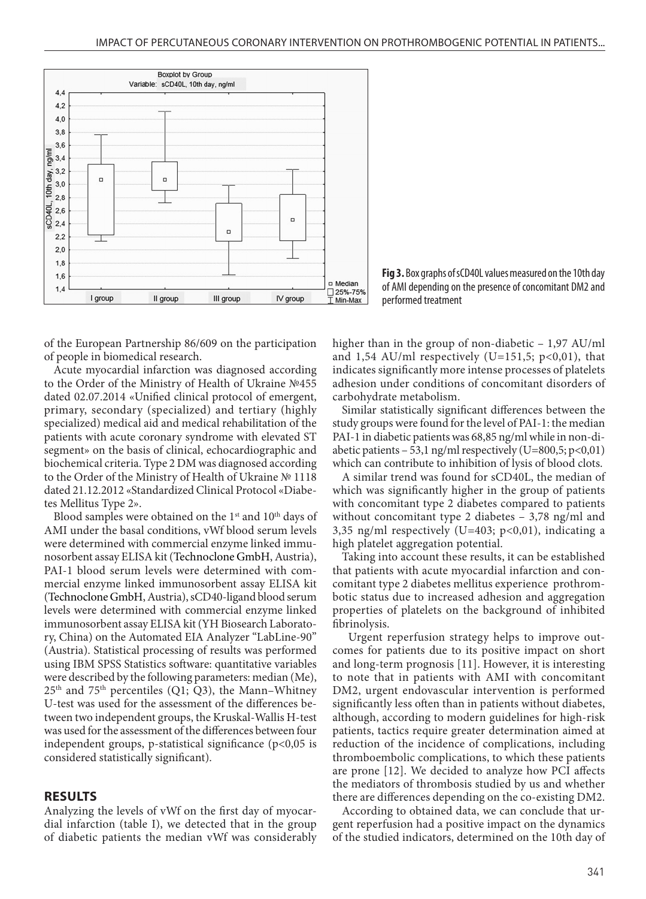**Fig 3.** Box graphs of sCD40L values measured on the 10th day of AMI depending on the presence of concomitant DM2 and performed treatment

of the European Partnership 86/609 on the participation of people in biomedical research.

Acute myocardial infarction was diagnosed according to the Order of the Ministry of Health of Ukraine №455 dated 02.07.2014 «Unified clinical protocol of emergent, primary, secondary (specialized) and tertiary (highly specialized) medical aid and medical rehabilitation of the patients with acute coronary syndrome with elevated ST segment» on the basis of clinical, echocardiographic and biochemical criteria. Type 2 DM was diagnosed according to the Order of the Ministry of Health of Ukraine № 1118 dated 21.12.2012 «Standardized Clinical Protocol «Diabetes Mellitus Type 2».

Blood samples were obtained on the 1st and 10th days of AMI under the basal conditions, vWf blood serum levels were determined with commercial enzyme linked immunosorbent assay ELISA kit (Technoclone GmbH, Austria), PAI-1 blood serum levels were determined with commercial enzyme linked immunosorbent assay ELISA kit (Technoclone GmbH, Austria), sCD40-ligand blood serum levels were determined with commercial enzyme linked immunosorbent assay ELISA kit (YH Biosearch Laboratory, China) on the Automated EIA Analyzer "LabLine-90" (Austria). Statistical processing of results was performed using IBM SPSS Statistics software: quantitative variables were described by the following parameters: median (Me), 25th and 75th percentiles (Q1; Q3), the Mann–Whitney U-test was used for the assessment of the differences between two independent groups, the Kruskal-Wallis H-test was used for the assessment of the differences between four independent groups, p-statistical significance ($p<0,05$ is considered statistically significant).

## RESULTS

Analyzing the levels of vWf on the first day of myocardial infarction (table I), we detected that in the group of diabetic patients the median vWf was considerably higher than in the group of non-diabetic – 1,97 AU/ml and 1,54 AU/ml respectively ($U=151,5$; $p<0,01$), that indicates significantly more intense processes of platelets adhesion under conditions of concomitant disorders of carbohydrate metabolism.

Similar statistically significant differences between the study groups were found for the level of PAI-1: the median PAI-1 in diabetic patients was 68,85 ng/ml while in non-diabetic patients – 53,1 ng/ml respectively ($U=800,5$; $p<0,01$) which can contribute to inhibition of lysis of blood clots.

A similar trend was found for sCD40L, the median of which was significantly higher in the group of patients with concomitant type 2 diabetes compared to patients without concomitant type 2 diabetes – 3,78 ng/ml and 3,35 ng/ml respectively ($U=403$; $p<0,01$), indicating a high platelet aggregation potential.

Taking into account these results, it can be established that patients with acute myocardial infarction and concomitant type 2 diabetes mellitus experience prothrombotic status due to increased adhesion and aggregation properties of platelets on the background of inhibited fibrinolysis.

Urgent reperfusion strategy helps to improve outcomes for patients due to its positive impact on short and long-term prognosis [11]. However, it is interesting to note that in patients with AMI with concomitant DM2, urgent endovascular intervention is performed significantly less often than in patients without diabetes, although, according to modern guidelines for high-risk patients, tactics require greater determination aimed at reduction of the incidence of complications, including thromboembolic complications, to which these patients are prone [12]. We decided to analyze how PCI affects the mediators of thrombosis studied by us and whether there are differences depending on the co-existing DM2.

According to obtained data, we can conclude that urgent reperfusion had a positive impact on the dynamics of the studied indicators, determined on the 10th day of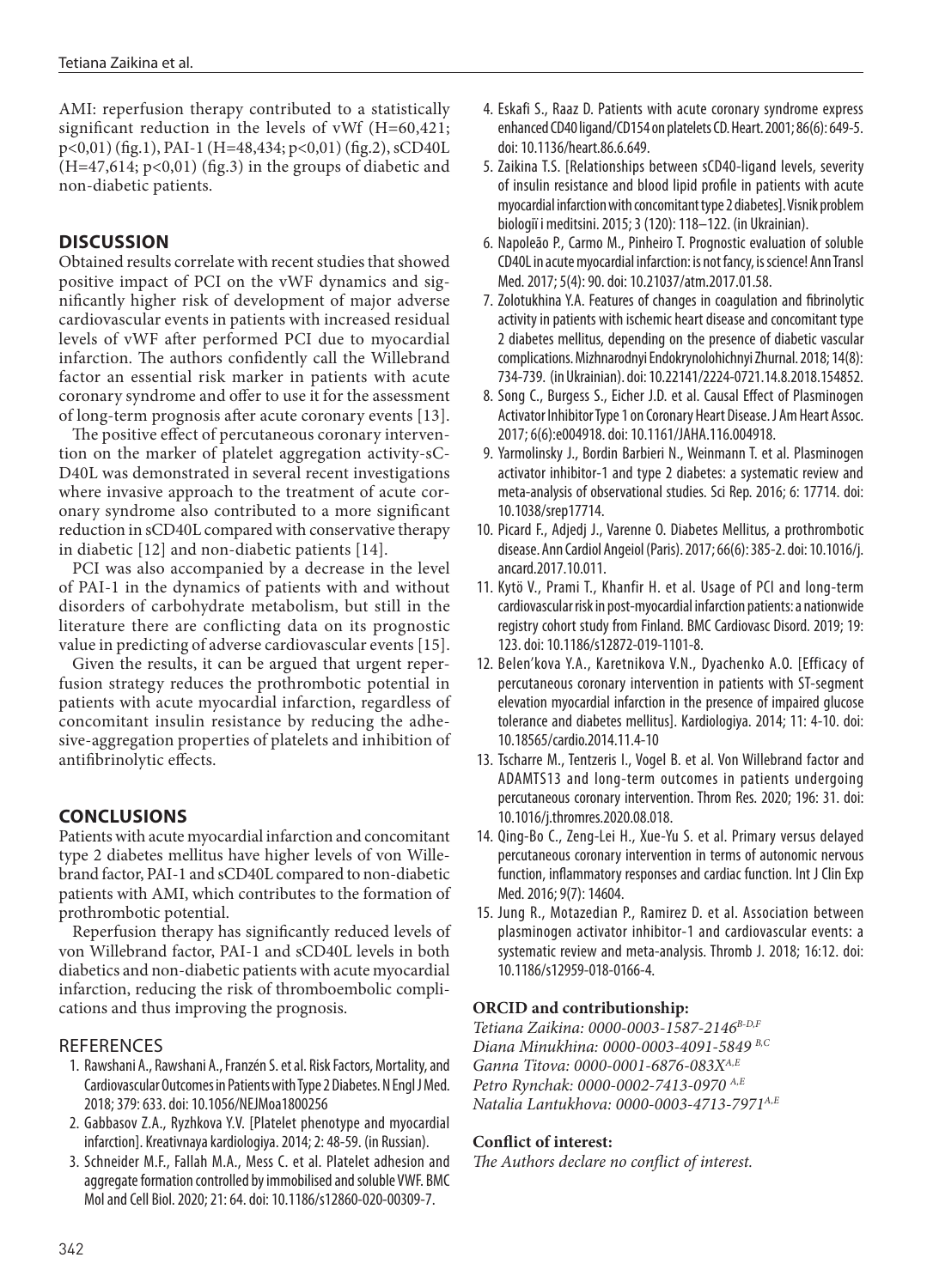AMI: reperfusion therapy contributed to a statistically significant reduction in the levels of vWf ($H=60{,}421$; $p<0{,}01$) (fig.1), PAI-1 ($H=48{,}434$; $p<0{,}01$) (fig.2), sCD40L ($H=47{,}614$; $p<0{,}01$) (fig.3) in the groups of diabetic and non-diabetic patients.

## DISCUSSION

Obtained results correlate with recent studies that showed positive impact of PCI on the vWF dynamics and significantly higher risk of development of major adverse cardiovascular events in patients with increased residual levels of vWF after performed PCI due to myocardial infarction. The authors confidently call the Willebrand factor an essential risk marker in patients with acute coronary syndrome and offer to use it for the assessment of long-term prognosis after acute coronary events [13].

The positive effect of percutaneous coronary intervention on the marker of platelet aggregation activity-sCD40L was demonstrated in several recent investigations where invasive approach to the treatment of acute coronary syndrome also contributed to a more significant reduction in sCD40L compared with conservative therapy in diabetic [12] and non-diabetic patients [14].

PCI was also accompanied by a decrease in the level of PAI-1 in the dynamics of patients with and without disorders of carbohydrate metabolism, but still in the literature there are conflicting data on its prognostic value in predicting of adverse cardiovascular events [15].

Given the results, it can be argued that urgent reperfusion strategy reduces the prothrombotic potential in patients with acute myocardial infarction, regardless of concomitant insulin resistance by reducing the adhesive-aggregation properties of platelets and inhibition of antifibrinolytic effects.

## CONCLUSIONS

Patients with acute myocardial infarction and concomitant type 2 diabetes mellitus have higher levels of von Willebrand factor, PAI-1 and sCD40L compared to non-diabetic patients with AMI, which contributes to the formation of prothrombotic potential.

Reperfusion therapy has significantly reduced levels of von Willebrand factor, PAI-1 and sCD40L levels in both diabetics and non-diabetic patients with acute myocardial infarction, reducing the risk of thromboembolic complications and thus improving the prognosis.

## REFERENCES

1. Rawshani A., Rawshani A., Franzén S. et al. Risk Factors, Mortality, and Cardiovascular Outcomes in Patients with Type 2 Diabetes. N Engl J Med. 2018; 379: 633. doi: 10.1056/NEJMoa1800256
2. Gabbasov Z.A., Ryzhkova Y.V. [Platelet phenotype and myocardial infarction]. Kreativnaya kardiologiya. 2014; 2: 48-59. (in Russian).
3. Schneider M.F., Fallah M.A., Mess C. et al. Platelet adhesion and aggregate formation controlled by immobilised and soluble VWF. BMC Mol and Cell Biol. 2020; 21: 64. doi: 10.1186/s12860-020-00309-7.
4. Eskafi S., Raaz D. Patients with acute coronary syndrome express enhanced CD40 ligand/CD154 on platelets CD. Heart. 2001; 86(6): 649-5. doi: 10.1136/heart.86.6.649.
5. Zaikina T.S. [Relationships between sCD40-ligand levels, severity of insulin resistance and blood lipid profile in patients with acute myocardial infarction with concomitant type 2 diabetes]. Visnik problem biologiї i meditsini. 2015; 3 (120): 118–122. (in Ukrainian).
6. Napoleão P., Carmo M., Pinheiro T. Prognostic evaluation of soluble CD40L in acute myocardial infarction: is not fancy, is science! Ann Transl Med. 2017; 5(4): 90. doi: 10.21037/atm.2017.01.58.
7. Zolotukhina Y.A. Features of changes in coagulation and fibrinolytic activity in patients with ischemic heart disease and concomitant type 2 diabetes mellitus, depending on the presence of diabetic vascular complications. Mizhnarodnyi Endokrynolohichnyi Zhurnal. 2018; 14(8): 734-739. (in Ukrainian). doi: 10.22141/2224-0721.14.8.2018.154852.
8. Song C., Burgess S., Eicher J.D. et al. Causal Effect of Plasminogen Activator Inhibitor Type 1 on Coronary Heart Disease. J Am Heart Assoc. 2017; 6(6):e004918. doi: 10.1161/JAHA.116.004918.
9. Yarmolinsky J., Bordin Barbieri N., Weinmann T. et al. Plasminogen activator inhibitor-1 and type 2 diabetes: a systematic review and meta-analysis of observational studies. Sci Rep. 2016; 6: 17714. doi: 10.1038/srep17714.
10. Picard F., Adjedj J., Varenne O. Diabetes Mellitus, a prothrombotic disease. Ann Cardiol Angeiol (Paris). 2017; 66(6): 385-2. doi: 10.1016/j.ancard.2017.10.011.
11. Kytö V., Prami T., Khanfir H. et al. Usage of PCI and long-term cardiovascular risk in post-myocardial infarction patients: a nationwide registry cohort study from Finland. BMC Cardiovasc Disord. 2019; 19: 123. doi: 10.1186/s12872-019-1101-8.
12. Belen'kova Y.A., Karetnikova V.N., Dyachenko A.O. [Efficacy of percutaneous coronary intervention in patients with ST-segment elevation myocardial infarction in the presence of impaired glucose tolerance and diabetes mellitus]. Kardiologiya. 2014; 11: 4-10. doi: 10.18565/cardio.2014.11.4-10
13. Tscharre M., Tentzeris I., Vogel B. et al. Von Willebrand factor and ADAMTS13 and long-term outcomes in patients undergoing percutaneous coronary intervention. Throm Res. 2020; 196: 31. doi: 10.1016/j.thromres.2020.08.018.
14. Qing-Bo C., Zeng-Lei H., Xue-Yu S. et al. Primary versus delayed percutaneous coronary intervention in terms of autonomic nervous function, inflammatory responses and cardiac function. Int J Clin Exp Med. 2016; 9(7): 14604.
15. Jung R., Motazedian P., Ramirez D. et al. Association between plasminogen activator inhibitor-1 and cardiovascular events: a systematic review and meta-analysis. Thromb J. 2018; 16:12. doi: 10.1186/s12959-018-0166-4.

### ORCID and contributionship:

*Tetiana Zaikina: 0000-0003-1587-2146*[B-D,F]
*Diana Minukhina: 0000-0003-4091-5849* [B,C]
*Ganna Titova: 0000-0001-6876-083X*[A,E]
*Petro Rynchak: 0000-0002-7413-0970* [A,E]
*Natalia Lantukhova: 0000-0003-4713-7971*[A,E]

### Conflict of interest:

*The Authors declare no conflict of interest.*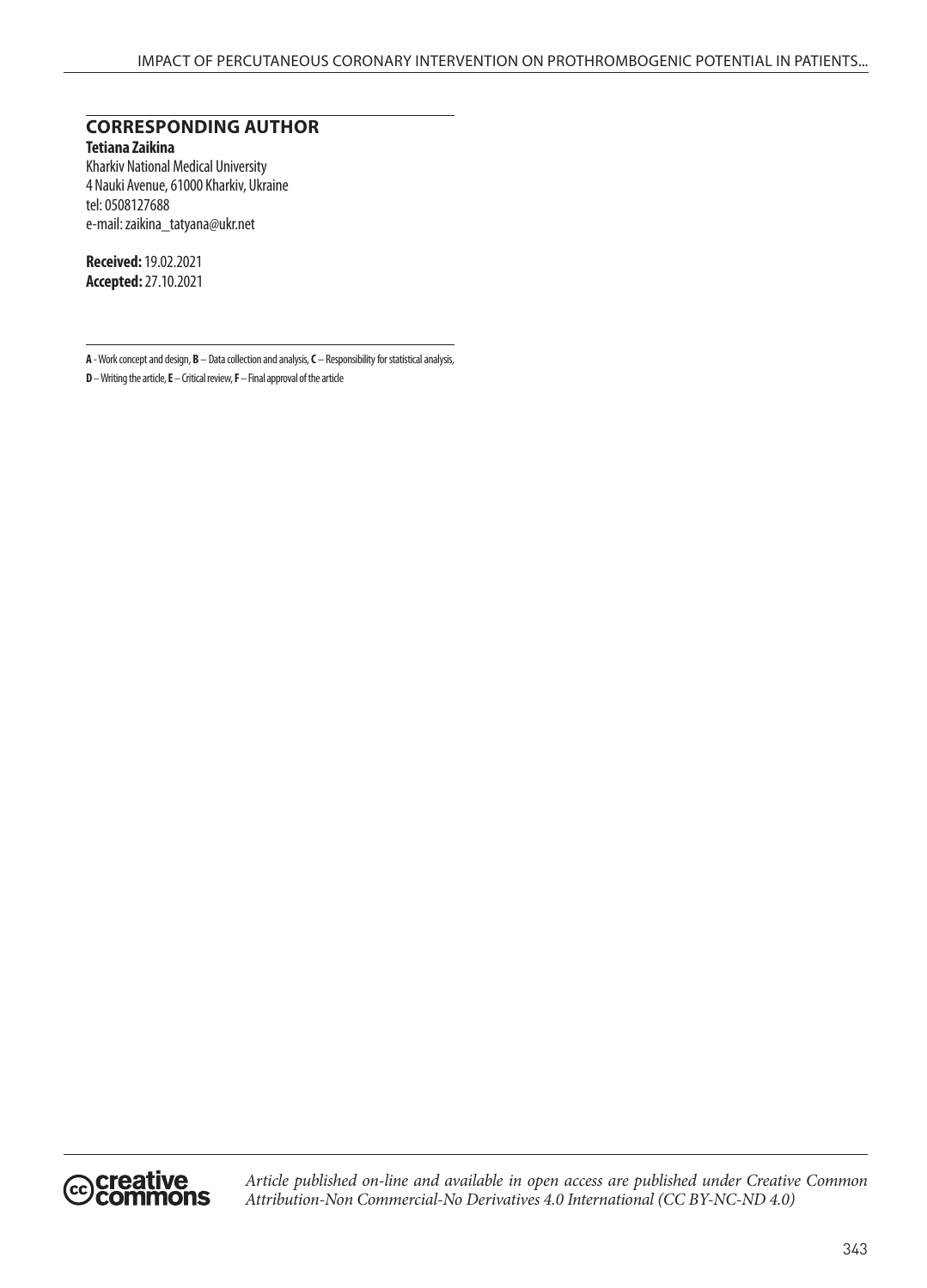## CORRESPONDING AUTHOR

**Tetiana Zaikina**
Kharkiv National Medical University
4 Nauki Avenue, 61000 Kharkiv, Ukraine
tel: 0508127688
e-mail: zaikina_tatyana@ukr.net

**Received:** 19.02.2021
**Accepted:** 27.10.2021

**A** - Work concept and design, **B** – Data collection and analysis, **C** – Responsibility for statistical analysis,
**D** – Writing the article, **E** – Critical review, **F** – Final approval of the article

*Article published on-line and available in open access are published under Creative Common Attribution-Non Commercial-No Derivatives 4.0 International (CC BY-NC-ND 4.0)*